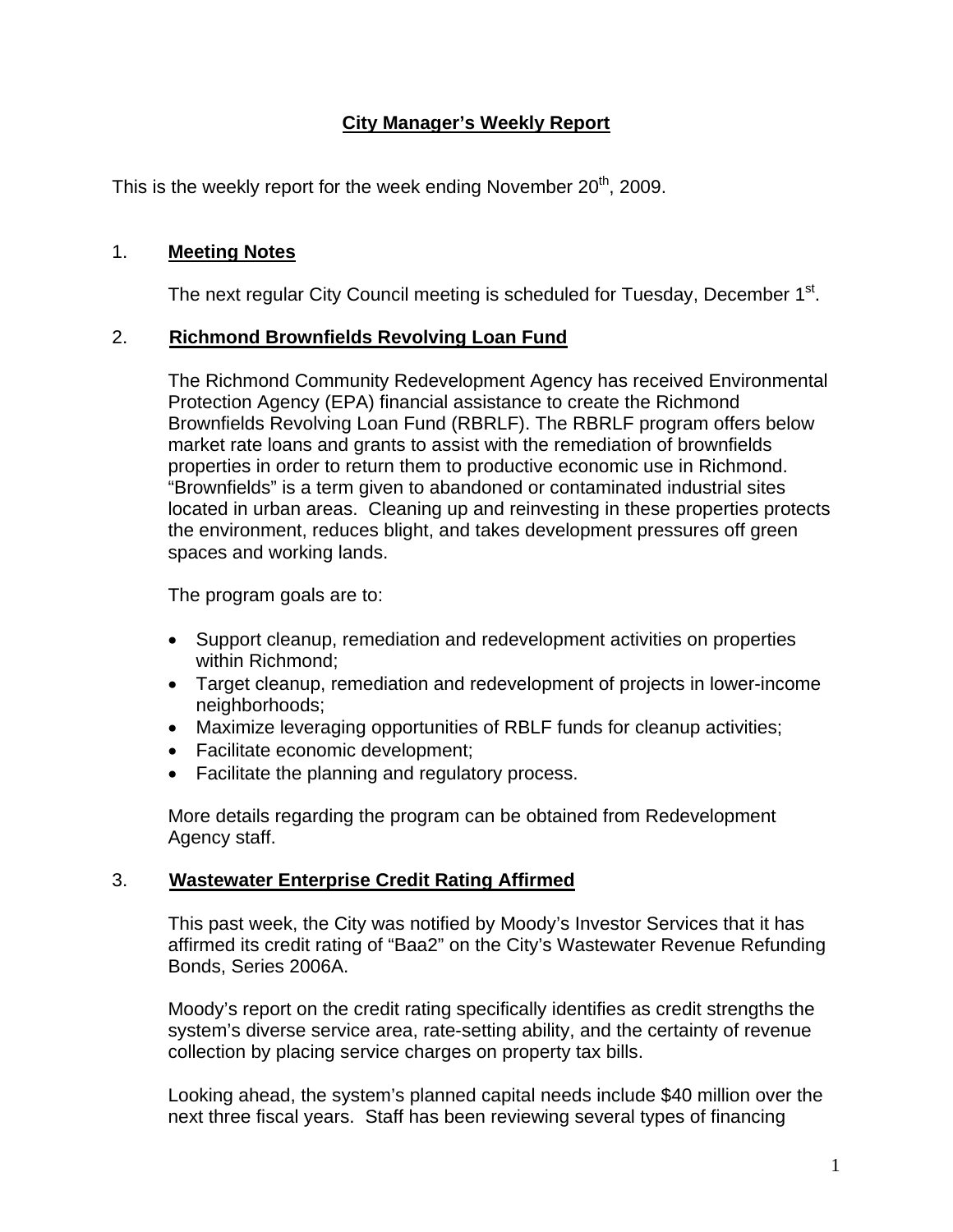# City Manager's Weekly Report

This is the weekly report for the week ending November 20th, 2009.

## 1. Meeting Notes

The next regular City Council meeting is scheduled for Tuesday, December 1st.

## 2. Richmond Brownfields Revolving Loan Fund

The Richmond Community Redevelopment Agency has received Environmental Protection Agency (EPA) financial assistance to create the Richmond Brownfields Revolving Loan Fund (RBRLF). The RBRLF program offers below market rate loans and grants to assist with the remediation of brownfields properties in order to return them to productive economic use in Richmond. "Brownfields" is a term given to abandoned or contaminated industrial sites located in urban areas. Cleaning up and reinvesting in these properties protects the environment, reduces blight, and takes development pressures off green spaces and working lands.

The program goals are to:

- Support cleanup, remediation and redevelopment activities on properties within Richmond;
- Target cleanup, remediation and redevelopment of projects in lower-income neighborhoods;
- Maximize leveraging opportunities of RBLF funds for cleanup activities;
- Facilitate economic development;
- Facilitate the planning and regulatory process.

More details regarding the program can be obtained from Redevelopment Agency staff.

## 3. Wastewater Enterprise Credit Rating Affirmed

This past week, the City was notified by Moody's Investor Services that it has affirmed its credit rating of "Baa2" on the City's Wastewater Revenue Refunding Bonds, Series 2006A.

Moody's report on the credit rating specifically identifies as credit strengths the system's diverse service area, rate-setting ability, and the certainty of revenue collection by placing service charges on property tax bills.

Looking ahead, the system's planned capital needs include $40 million over the next three fiscal years. Staff has been reviewing several types of financing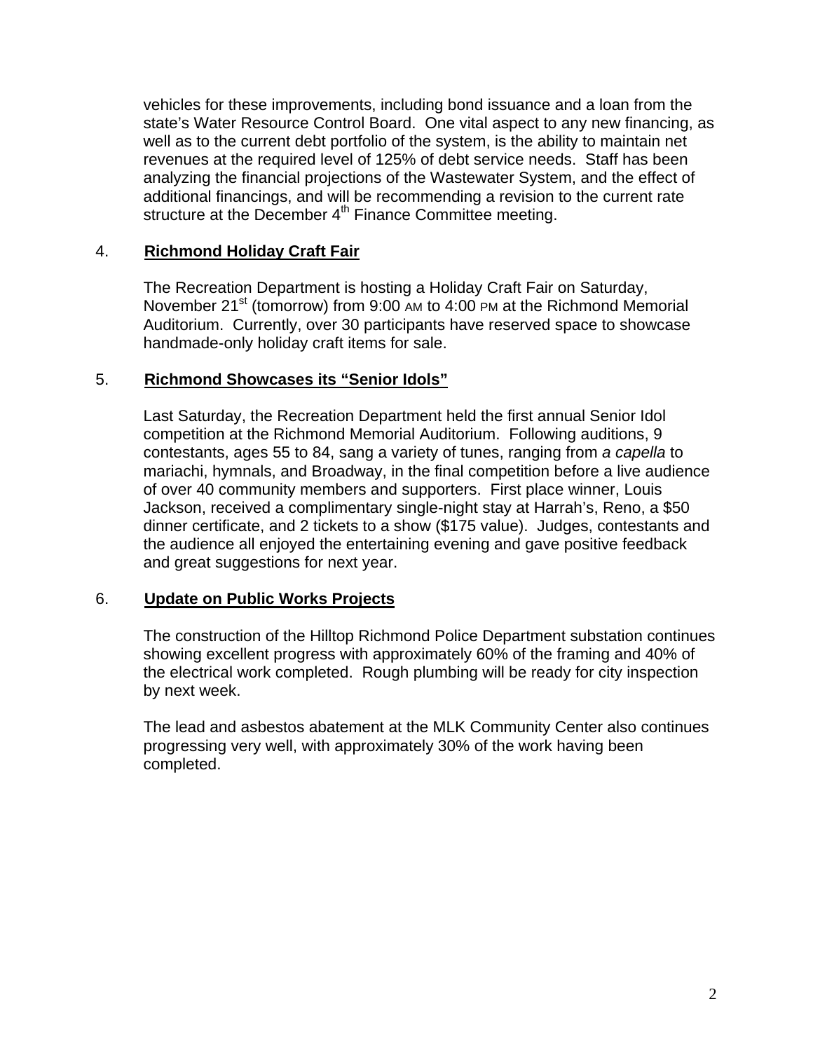vehicles for these improvements, including bond issuance and a loan from the state's Water Resource Control Board. One vital aspect to any new financing, as well as to the current debt portfolio of the system, is the ability to maintain net revenues at the required level of 125% of debt service needs. Staff has been analyzing the financial projections of the Wastewater System, and the effect of additional financings, and will be recommending a revision to the current rate structure at the December 4th Finance Committee meeting.

4. **Richmond Holiday Craft Fair**

The Recreation Department is hosting a Holiday Craft Fair on Saturday, November 21st (tomorrow) from 9:00 AM to 4:00 PM at the Richmond Memorial Auditorium. Currently, over 30 participants have reserved space to showcase handmade-only holiday craft items for sale.

5. **Richmond Showcases its "Senior Idols"**

Last Saturday, the Recreation Department held the first annual Senior Idol competition at the Richmond Memorial Auditorium. Following auditions, 9 contestants, ages 55 to 84, sang a variety of tunes, ranging from *a capella* to mariachi, hymnals, and Broadway, in the final competition before a live audience of over 40 community members and supporters. First place winner, Louis Jackson, received a complimentary single-night stay at Harrah's, Reno, a $50 dinner certificate, and 2 tickets to a show ($175 value). Judges, contestants and the audience all enjoyed the entertaining evening and gave positive feedback and great suggestions for next year.

6. **Update on Public Works Projects**

The construction of the Hilltop Richmond Police Department substation continues showing excellent progress with approximately 60% of the framing and 40% of the electrical work completed. Rough plumbing will be ready for city inspection by next week.

The lead and asbestos abatement at the MLK Community Center also continues progressing very well, with approximately 30% of the work having been completed.